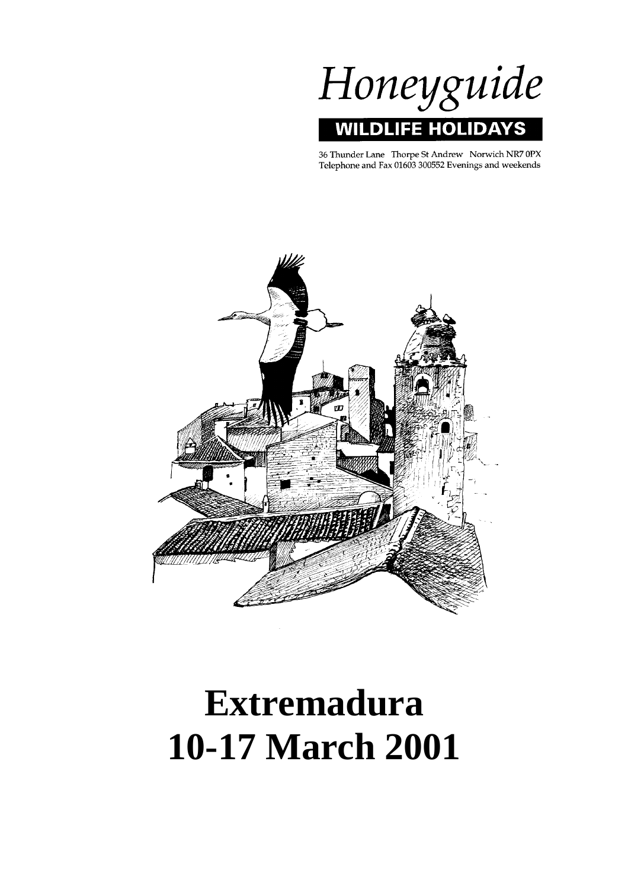# Honeyguide

**WILDLIFE HOLIDAYS**

36 Thunder Lane Thorpe St Andrew Norwich NR7 0PX
Telephone and Fax 01603 300552 Evenings and weekends

# Extremadura
# 10-17 March 2001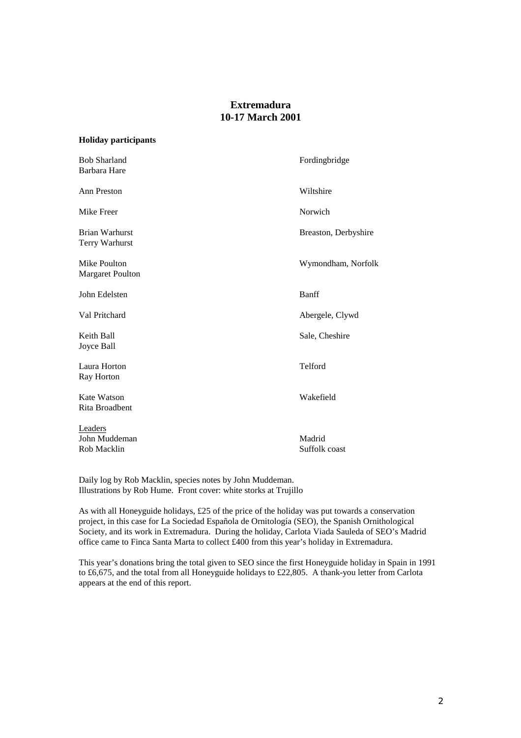# Extremadura
# 10-17 March 2001

**Holiday participants**

| | |
|---|---|
| Bob Sharland<br>Barbara Hare | Fordingbridge |
| Ann Preston | Wiltshire |
| Mike Freer | Norwich |
| Brian Warhurst<br>Terry Warhurst | Breaston, Derbyshire |
| Mike Poulton<br>Margaret Poulton | Wymondham, Norfolk |
| John Edelsten | Banff |
| Val Pritchard | Abergele, Clywd |
| Keith Ball<br>Joyce Ball | Sale, Cheshire |
| Laura Horton<br>Ray Horton | Telford |
| Kate Watson<br>Rita Broadbent | Wakefield |

Leaders

| | |
|---|---|
| John Muddeman | Madrid |
| Rob Macklin | Suffolk coast |

Daily log by Rob Macklin, species notes by John Muddeman.
Illustrations by Rob Hume. Front cover: white storks at Trujillo

As with all Honeyguide holidays, £25 of the price of the holiday was put towards a conservation project, in this case for La Sociedad Española de Ornitología (SEO), the Spanish Ornithological Society, and its work in Extremadura. During the holiday, Carlota Viada Sauleda of SEO's Madrid office came to Finca Santa Marta to collect £400 from this year's holiday in Extremadura.

This year's donations bring the total given to SEO since the first Honeyguide holiday in Spain in 1991 to £6,675, and the total from all Honeyguide holidays to £22,805. A thank-you letter from Carlota appears at the end of this report.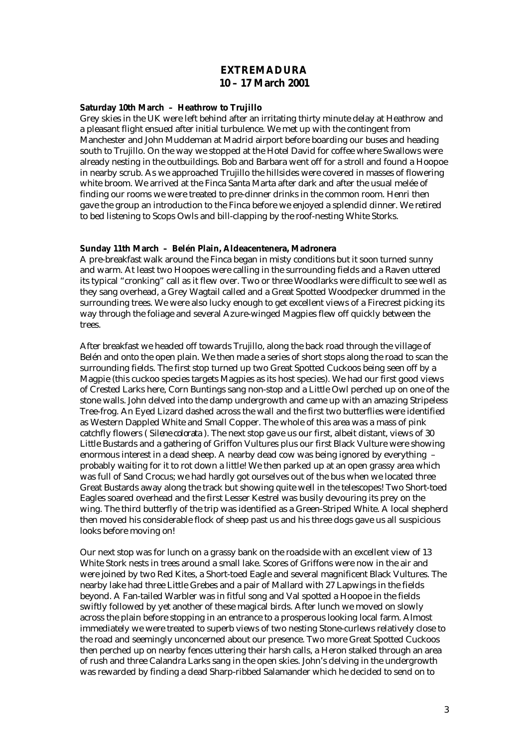# EXTREMADURA
## 10 – 17 March 2001

**Saturday 10th March – Heathrow to Trujillo**

Grey skies in the UK were left behind after an irritating thirty minute delay at Heathrow and a pleasant flight ensued after initial turbulence. We met up with the contingent from Manchester and John Muddeman at Madrid airport before boarding our buses and heading south to Trujillo. On the way we stopped at the Hotel David for coffee where Swallows were already nesting in the outbuildings. Bob and Barbara went off for a stroll and found a Hoopoe in nearby scrub. As we approached Trujillo the hillsides were covered in masses of flowering white broom. We arrived at the Finca Santa Marta after dark and after the usual melée of finding our rooms we were treated to pre-dinner drinks in the common room. Henri then gave the group an introduction to the Finca before we enjoyed a splendid dinner. We retired to bed listening to Scops Owls and bill-clapping by the roof-nesting White Storks.

**Sunday 11th March – Belén Plain, Aldeacentenera, Madronera**

A pre-breakfast walk around the Finca began in misty conditions but it soon turned sunny and warm. At least two Hoopoes were calling in the surrounding fields and a Raven uttered its typical "cronking" call as it flew over. Two or three Woodlarks were difficult to see well as they sang overhead, a Grey Wagtail called and a Great Spotted Woodpecker drummed in the surrounding trees. We were also lucky enough to get excellent views of a Firecrest picking its way through the foliage and several Azure-winged Magpies flew off quickly between the trees.

After breakfast we headed off towards Trujillo, along the back road through the village of Belén and onto the open plain. We then made a series of short stops along the road to scan the surrounding fields. The first stop turned up two Great Spotted Cuckoos being seen off by a Magpie (this cuckoo species targets Magpies as its host species). We had our first good views of Crested Larks here, Corn Buntings sang non-stop and a Little Owl perched up on one of the stone walls. John delved into the damp undergrowth and came up with an amazing Stripeless Tree-frog. An Eyed Lizard dashed across the wall and the first two butterflies were identified as Western Dappled White and Small Copper. The whole of this area was a mass of pink catchfly flowers ( *Silene colorata* ). The next stop gave us our first, albeit distant, views of 30 Little Bustards and a gathering of Griffon Vultures plus our first Black Vulture were showing enormous interest in a dead sheep. A nearby dead cow was being ignored by everything – probably waiting for it to rot down a little! We then parked up at an open grassy area which was full of Sand Crocus; we had hardly got ourselves out of the bus when we located three Great Bustards away along the track but showing quite well in the telescopes! Two Short-toed Eagles soared overhead and the first Lesser Kestrel was busily devouring its prey on the wing. The third butterfly of the trip was identified as a Green-Striped White. A local shepherd then moved his considerable flock of sheep past us and his three dogs gave us all suspicious looks before moving on!

Our next stop was for lunch on a grassy bank on the roadside with an excellent view of 13 White Stork nests in trees around a small lake. Scores of Griffons were now in the air and were joined by two Red Kites, a Short-toed Eagle and several magnificent Black Vultures. The nearby lake had three Little Grebes and a pair of Mallard with 27 Lapwings in the fields beyond. A Fan-tailed Warbler was in fitful song and Val spotted a Hoopoe in the fields swiftly followed by yet another of these magical birds. After lunch we moved on slowly across the plain before stopping in an entrance to a prosperous looking local farm. Almost immediately we were treated to superb views of two nesting Stone-curlews relatively close to the road and seemingly unconcerned about our presence. Two more Great Spotted Cuckoos then perched up on nearby fences uttering their harsh calls, a Heron stalked through an area of rush and three Calandra Larks sang in the open skies. John's delving in the undergrowth was rewarded by finding a dead Sharp-ribbed Salamander which he decided to send on to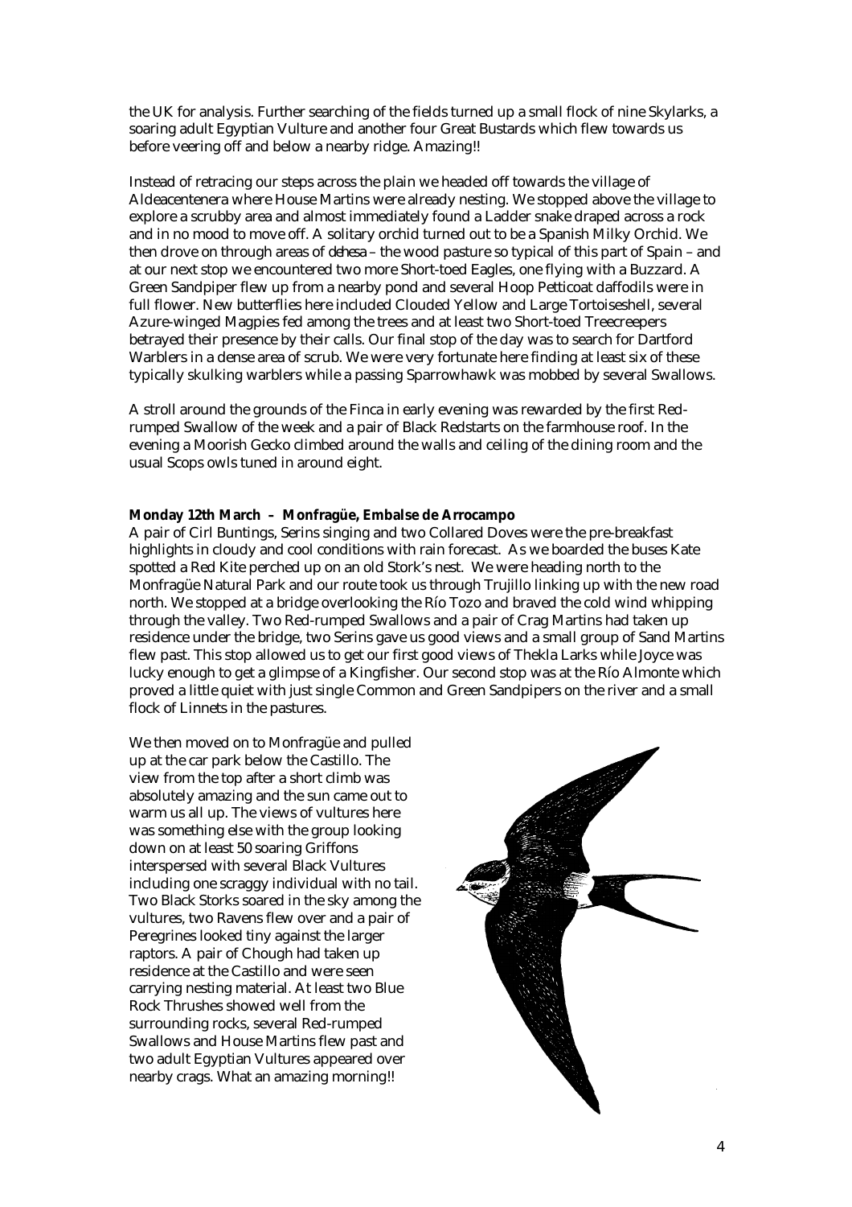the UK for analysis. Further searching of the fields turned up a small flock of nine Skylarks, a soaring adult Egyptian Vulture and another four Great Bustards which flew towards us before veering off and below a nearby ridge. Amazing!!

Instead of retracing our steps across the plain we headed off towards the village of Aldeacentenera where House Martins were already nesting. We stopped above the village to explore a scrubby area and almost immediately found a Ladder snake draped across a rock and in no mood to move off. A solitary orchid turned out to be a Spanish Milky Orchid. We then drove on through areas of *dehesa* – the wood pasture so typical of this part of Spain – and at our next stop we encountered two more Short-toed Eagles, one flying with a Buzzard. A Green Sandpiper flew up from a nearby pond and several Hoop Petticoat daffodils were in full flower. New butterflies here included Clouded Yellow and Large Tortoiseshell, several Azure-winged Magpies fed among the trees and at least two Short-toed Treecreepers betrayed their presence by their calls. Our final stop of the day was to search for Dartford Warblers in a dense area of scrub. We were very fortunate here finding at least six of these typically skulking warblers while a passing Sparrowhawk was mobbed by several Swallows.

A stroll around the grounds of the Finca in early evening was rewarded by the first Red-rumped Swallow of the week and a pair of Black Redstarts on the farmhouse roof. In the evening a Moorish Gecko climbed around the walls and ceiling of the dining room and the usual Scops owls tuned in around eight.

**Monday 12th March – Monfragüe, Embalse de Arrocampo**

A pair of Cirl Buntings, Serins singing and two Collared Doves were the pre-breakfast highlights in cloudy and cool conditions with rain forecast. As we boarded the buses Kate spotted a Red Kite perched up on an old Stork's nest. We were heading north to the Monfragüe Natural Park and our route took us through Trujillo linking up with the new road north. We stopped at a bridge overlooking the Río Tozo and braved the cold wind whipping through the valley. Two Red-rumped Swallows and a pair of Crag Martins had taken up residence under the bridge, two Serins gave us good views and a small group of Sand Martins flew past. This stop allowed us to get our first good views of Thekla Larks while Joyce was lucky enough to get a glimpse of a Kingfisher. Our second stop was at the Río Almonte which proved a little quiet with just single Common and Green Sandpipers on the river and a small flock of Linnets in the pastures.

We then moved on to Monfragüe and pulled up at the car park below the Castillo. The view from the top after a short climb was absolutely amazing and the sun came out to warm us all up. The views of vultures here was something else with the group looking down on at least 50 soaring Griffons interspersed with several Black Vultures including one scraggy individual with no tail. Two Black Storks soared in the sky among the vultures, two Ravens flew over and a pair of Peregrines looked tiny against the larger raptors. A pair of Chough had taken up residence at the Castillo and were seen carrying nesting material. At least two Blue Rock Thrushes showed well from the surrounding rocks, several Red-rumped Swallows and House Martins flew past and two adult Egyptian Vultures appeared over nearby crags. What an amazing morning!!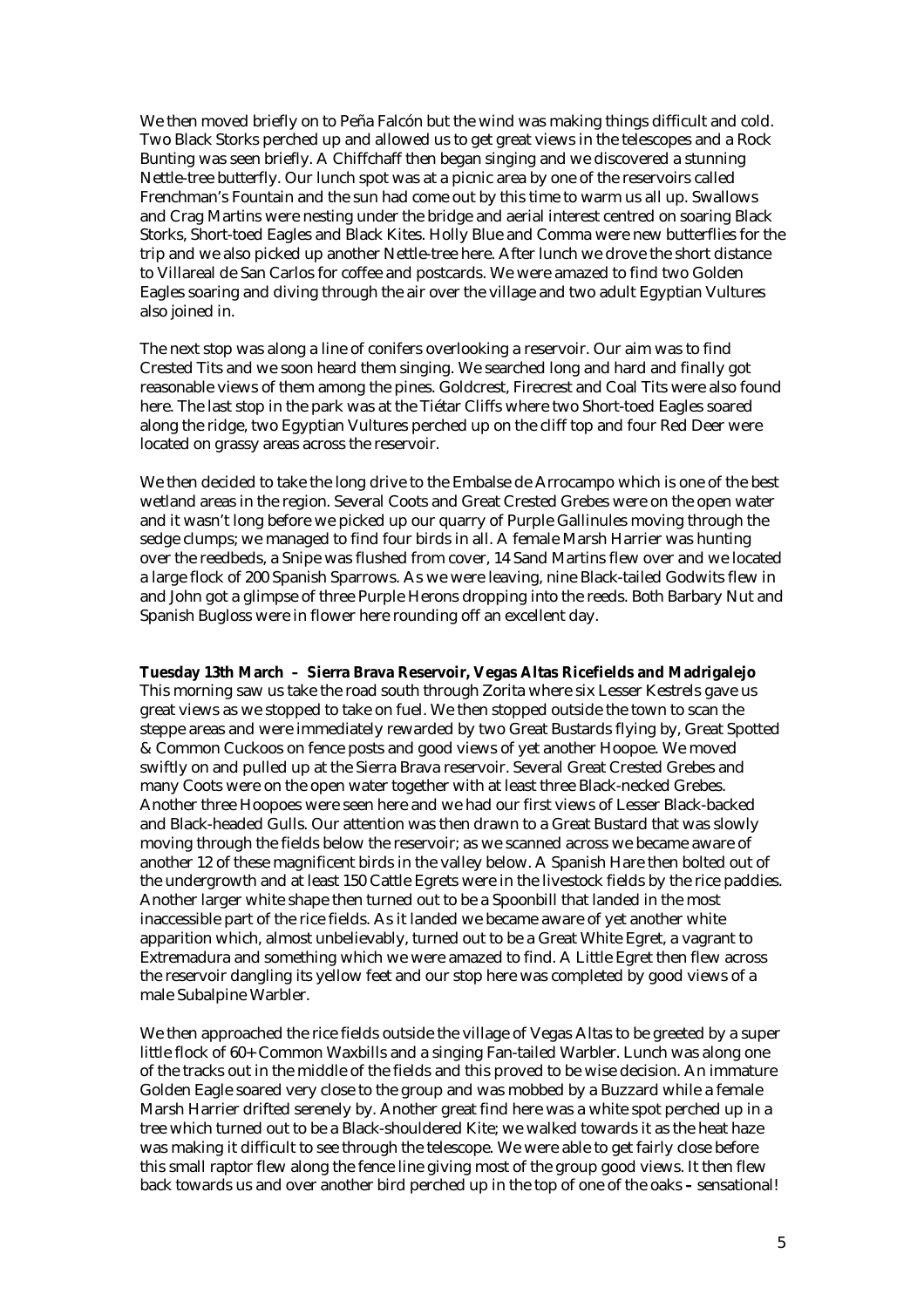We then moved briefly on to Peña Falcón but the wind was making things difficult and cold. Two Black Storks perched up and allowed us to get great views in the telescopes and a Rock Bunting was seen briefly. A Chiffchaff then began singing and we discovered a stunning Nettle-tree butterfly. Our lunch spot was at a picnic area by one of the reservoirs called Frenchman's Fountain and the sun had come out by this time to warm us all up. Swallows and Crag Martins were nesting under the bridge and aerial interest centred on soaring Black Storks, Short-toed Eagles and Black Kites. Holly Blue and Comma were new butterflies for the trip and we also picked up another Nettle-tree here. After lunch we drove the short distance to Villareal de San Carlos for coffee and postcards. We were amazed to find two Golden Eagles soaring and diving through the air over the village and two adult Egyptian Vultures also joined in.

The next stop was along a line of conifers overlooking a reservoir. Our aim was to find Crested Tits and we soon heard them singing. We searched long and hard and finally got reasonable views of them among the pines. Goldcrest, Firecrest and Coal Tits were also found here. The last stop in the park was at the Tiétar Cliffs where two Short-toed Eagles soared along the ridge, two Egyptian Vultures perched up on the cliff top and four Red Deer were located on grassy areas across the reservoir.

We then decided to take the long drive to the Embalse de Arrocampo which is one of the best wetland areas in the region. Several Coots and Great Crested Grebes were on the open water and it wasn't long before we picked up our quarry of Purple Gallinules moving through the sedge clumps; we managed to find four birds in all. A female Marsh Harrier was hunting over the reedbeds, a Snipe was flushed from cover, 14 Sand Martins flew over and we located a large flock of 200 Spanish Sparrows. As we were leaving, nine Black-tailed Godwits flew in and John got a glimpse of three Purple Herons dropping into the reeds. Both Barbary Nut and Spanish Bugloss were in flower here rounding off an excellent day.

**Tuesday 13th March – Sierra Brava Reservoir, Vegas Altas Ricefields and Madrigalejo**

This morning saw us take the road south through Zorita where six Lesser Kestrels gave us great views as we stopped to take on fuel. We then stopped outside the town to scan the steppe areas and were immediately rewarded by two Great Bustards flying by, Great Spotted & Common Cuckoos on fence posts and good views of yet another Hoopoe. We moved swiftly on and pulled up at the Sierra Brava reservoir. Several Great Crested Grebes and many Coots were on the open water together with at least three Black-necked Grebes. Another three Hoopoes were seen here and we had our first views of Lesser Black-backed and Black-headed Gulls. Our attention was then drawn to a Great Bustard that was slowly moving through the fields below the reservoir; as we scanned across we became aware of another 12 of these magnificent birds in the valley below. A Spanish Hare then bolted out of the undergrowth and at least 150 Cattle Egrets were in the livestock fields by the rice paddies. Another larger white shape then turned out to be a Spoonbill that landed in the most inaccessible part of the rice fields. As it landed we became aware of yet another white apparition which, almost unbelievably, turned out to be a Great White Egret, a vagrant to Extremadura and something which we were amazed to find. A Little Egret then flew across the reservoir dangling its yellow feet and our stop here was completed by good views of a male Subalpine Warbler.

We then approached the rice fields outside the village of Vegas Altas to be greeted by a super little flock of 60+ Common Waxbills and a singing Fan-tailed Warbler. Lunch was along one of the tracks out in the middle of the fields and this proved to be wise decision. An immature Golden Eagle soared very close to the group and was mobbed by a Buzzard while a female Marsh Harrier drifted serenely by. Another great find here was a white spot perched up in a tree which turned out to be a Black-shouldered Kite; we walked towards it as the heat haze was making it difficult to see through the telescope. We were able to get fairly close before this small raptor flew along the fence line giving most of the group good views. It then flew back towards us and over another bird perched up in the top of one of the oaks – sensational!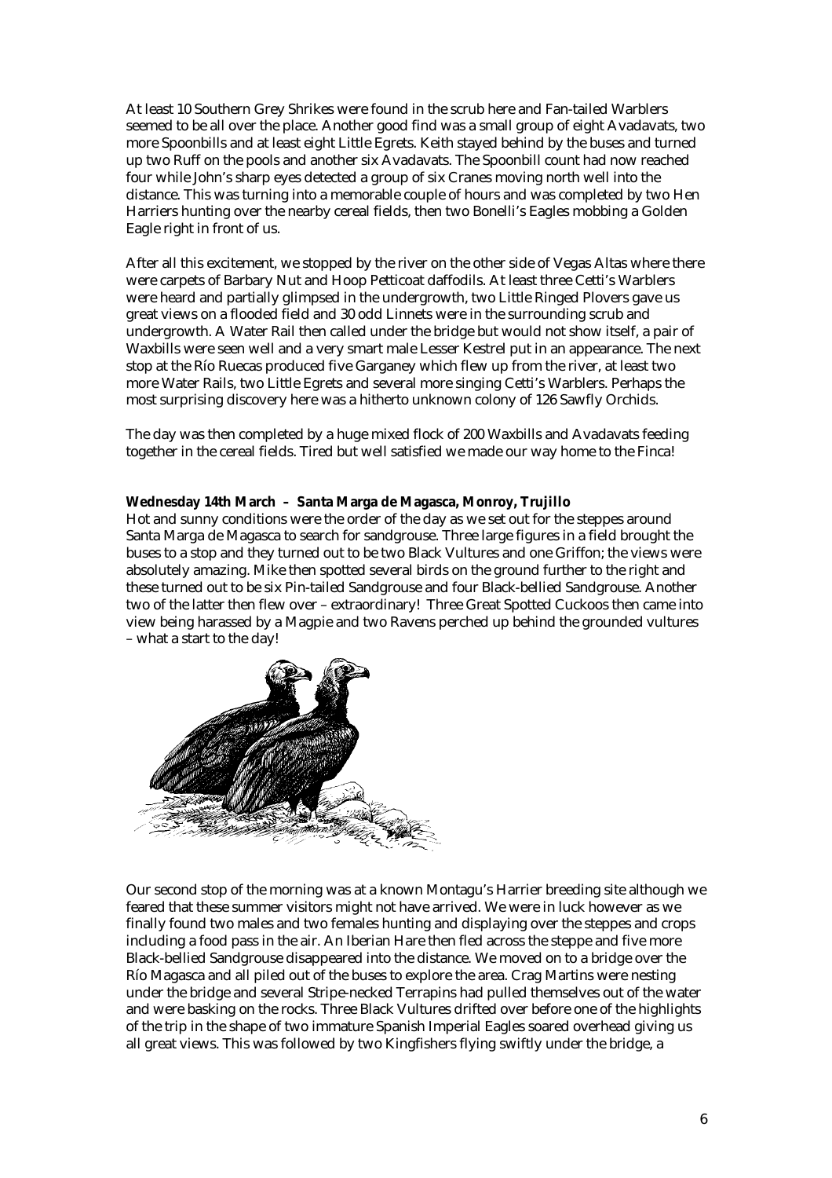At least 10 Southern Grey Shrikes were found in the scrub here and Fan-tailed Warblers seemed to be all over the place. Another good find was a small group of eight Avadavats, two more Spoonbills and at least eight Little Egrets. Keith stayed behind by the buses and turned up two Ruff on the pools and another six Avadavats. The Spoonbill count had now reached four while John's sharp eyes detected a group of six Cranes moving north well into the distance. This was turning into a memorable couple of hours and was completed by two Hen Harriers hunting over the nearby cereal fields, then two Bonelli's Eagles mobbing a Golden Eagle right in front of us.

After all this excitement, we stopped by the river on the other side of Vegas Altas where there were carpets of Barbary Nut and Hoop Petticoat daffodils. At least three Cetti's Warblers were heard and partially glimpsed in the undergrowth, two Little Ringed Plovers gave us great views on a flooded field and 30 odd Linnets were in the surrounding scrub and undergrowth. A Water Rail then called under the bridge but would not show itself, a pair of Waxbills were seen well and a very smart male Lesser Kestrel put in an appearance. The next stop at the Río Ruecas produced five Garganey which flew up from the river, at least two more Water Rails, two Little Egrets and several more singing Cetti's Warblers. Perhaps the most surprising discovery here was a hitherto unknown colony of 126 Sawfly Orchids.

The day was then completed by a huge mixed flock of 200 Waxbills and Avadavats feeding together in the cereal fields. Tired but well satisfied we made our way home to the Finca!

**Wednesday 14th March – Santa Marga de Magasca, Monroy, Trujillo**

Hot and sunny conditions were the order of the day as we set out for the steppes around Santa Marga de Magasca to search for sandgrouse. Three large figures in a field brought the buses to a stop and they turned out to be two Black Vultures and one Griffon; the views were absolutely amazing. Mike then spotted several birds on the ground further to the right and these turned out to be six Pin-tailed Sandgrouse and four Black-bellied Sandgrouse. Another two of the latter then flew over – extraordinary! Three Great Spotted Cuckoos then came into view being harassed by a Magpie and two Ravens perched up behind the grounded vultures – what a start to the day!

Our second stop of the morning was at a known Montagu's Harrier breeding site although we feared that these summer visitors might not have arrived. We were in luck however as we finally found two males and two females hunting and displaying over the steppes and crops including a food pass in the air. An Iberian Hare then fled across the steppe and five more Black-bellied Sandgrouse disappeared into the distance. We moved on to a bridge over the Río Magasca and all piled out of the buses to explore the area. Crag Martins were nesting under the bridge and several Stripe-necked Terrapins had pulled themselves out of the water and were basking on the rocks. Three Black Vultures drifted over before one of the highlights of the trip in the shape of two immature Spanish Imperial Eagles soared overhead giving us all great views. This was followed by two Kingfishers flying swiftly under the bridge, a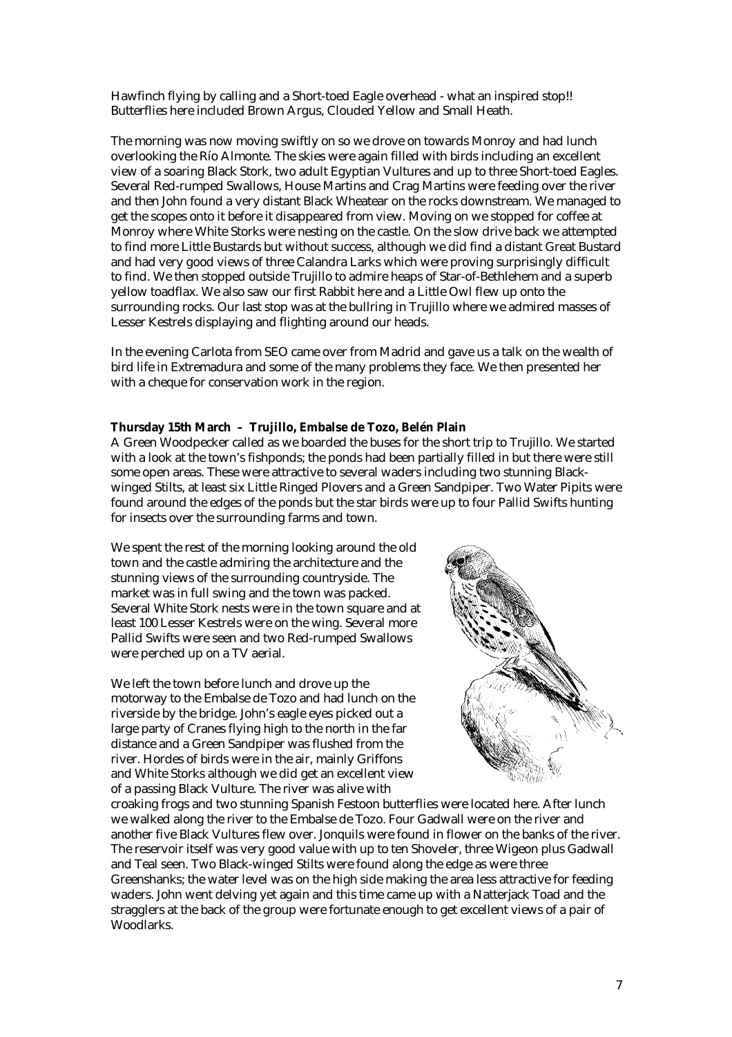Hawfinch flying by calling and a Short-toed Eagle overhead - what an inspired stop!! Butterflies here included Brown Argus, Clouded Yellow and Small Heath.

The morning was now moving swiftly on so we drove on towards Monroy and had lunch overlooking the Río Almonte. The skies were again filled with birds including an excellent view of a soaring Black Stork, two adult Egyptian Vultures and up to three Short-toed Eagles. Several Red-rumped Swallows, House Martins and Crag Martins were feeding over the river and then John found a very distant Black Wheatear on the rocks downstream. We managed to get the scopes onto it before it disappeared from view. Moving on we stopped for coffee at Monroy where White Storks were nesting on the castle. On the slow drive back we attempted to find more Little Bustards but without success, although we did find a distant Great Bustard and had very good views of three Calandra Larks which were proving surprisingly difficult to find. We then stopped outside Trujillo to admire heaps of Star-of-Bethlehem and a superb yellow toadflax. We also saw our first Rabbit here and a Little Owl flew up onto the surrounding rocks. Our last stop was at the bullring in Trujillo where we admired masses of Lesser Kestrels displaying and flighting around our heads.

In the evening Carlota from SEO came over from Madrid and gave us a talk on the wealth of bird life in Extremadura and some of the many problems they face. We then presented her with a cheque for conservation work in the region.

**Thursday 15th March – Trujillo, Embalse de Tozo, Belén Plain**

A Green Woodpecker called as we boarded the buses for the short trip to Trujillo. We started with a look at the town's fishponds; the ponds had been partially filled in but there were still some open areas. These were attractive to several waders including two stunning Black-winged Stilts, at least six Little Ringed Plovers and a Green Sandpiper. Two Water Pipits were found around the edges of the ponds but the star birds were up to four Pallid Swifts hunting for insects over the surrounding farms and town.

We spent the rest of the morning looking around the old town and the castle admiring the architecture and the stunning views of the surrounding countryside. The market was in full swing and the town was packed. Several White Stork nests were in the town square and at least 100 Lesser Kestrels were on the wing. Several more Pallid Swifts were seen and two Red-rumped Swallows were perched up on a TV aerial.

We left the town before lunch and drove up the motorway to the Embalse de Tozo and had lunch on the riverside by the bridge. John's eagle eyes picked out a large party of Cranes flying high to the north in the far distance and a Green Sandpiper was flushed from the river. Hordes of birds were in the air, mainly Griffons and White Storks although we did get an excellent view of a passing Black Vulture. The river was alive with croaking frogs and two stunning Spanish Festoon butterflies were located here. After lunch we walked along the river to the Embalse de Tozo. Four Gadwall were on the river and another five Black Vultures flew over. Jonquils were found in flower on the banks of the river. The reservoir itself was very good value with up to ten Shoveler, three Wigeon plus Gadwall and Teal seen. Two Black-winged Stilts were found along the edge as were three Greenshanks; the water level was on the high side making the area less attractive for feeding waders. John went delving yet again and this time came up with a Natterjack Toad and the stragglers at the back of the group were fortunate enough to get excellent views of a pair of Woodlarks.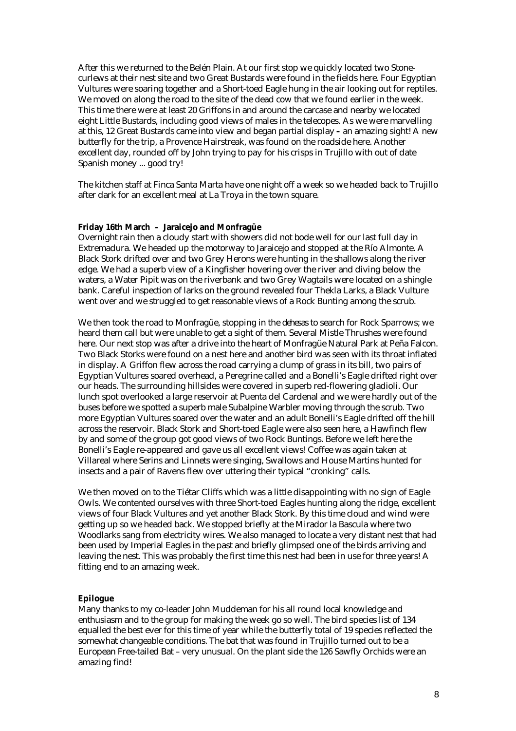After this we returned to the Belén Plain. At our first stop we quickly located two Stone-curlews at their nest site and two Great Bustards were found in the fields here. Four Egyptian Vultures were soaring together and a Short-toed Eagle hung in the air looking out for reptiles. We moved on along the road to the site of the dead cow that we found earlier in the week. This time there were at least 20 Griffons in and around the carcase and nearby we located eight Little Bustards, including good views of males in the telecopes. As we were marvelling at this, 12 Great Bustards came into view and began partial display **–** an amazing sight! A new butterfly for the trip, a Provence Hairstreak, was found on the roadside here. Another excellent day, rounded off by John trying to pay for his crisps in Trujillo with out of date Spanish money ... good try!

The kitchen staff at Finca Santa Marta have one night off a week so we headed back to Trujillo after dark for an excellent meal at La Troya in the town square.

**Friday 16th March – Jaraicejo and Monfragüe**

Overnight rain then a cloudy start with showers did not bode well for our last full day in Extremadura. We headed up the motorway to Jaraicejo and stopped at the Río Almonte. A Black Stork drifted over and two Grey Herons were hunting in the shallows along the river edge. We had a superb view of a Kingfisher hovering over the river and diving below the waters, a Water Pipit was on the riverbank and two Grey Wagtails were located on a shingle bank. Careful inspection of larks on the ground revealed four Thekla Larks, a Black Vulture went over and we struggled to get reasonable views of a Rock Bunting among the scrub.

We then took the road to Monfragüe, stopping in the *dehesas* to search for Rock Sparrows; we heard them call but were unable to get a sight of them. Several Mistle Thrushes were found here. Our next stop was after a drive into the heart of Monfragüe Natural Park at Peña Falcon. Two Black Storks were found on a nest here and another bird was seen with its throat inflated in display. A Griffon flew across the road carrying a clump of grass in its bill, two pairs of Egyptian Vultures soared overhead, a Peregrine called and a Bonelli's Eagle drifted right over our heads. The surrounding hillsides were covered in superb red-flowering gladioli. Our lunch spot overlooked a large reservoir at Puenta del Cardenal and we were hardly out of the buses before we spotted a superb male Subalpine Warbler moving through the scrub. Two more Egyptian Vultures soared over the water and an adult Bonelli's Eagle drifted off the hill across the reservoir. Black Stork and Short-toed Eagle were also seen here, a Hawfinch flew by and some of the group got good views of two Rock Buntings. Before we left here the Bonelli's Eagle re-appeared and gave us all excellent views! Coffee was again taken at Villareal where Serins and Linnets were singing, Swallows and House Martins hunted for insects and a pair of Ravens flew over uttering their typical "cronking" calls.

We then moved on to the Tiétar Cliffs which was a little disappointing with no sign of Eagle Owls. We contented ourselves with three Short-toed Eagles hunting along the ridge, excellent views of four Black Vultures and yet another Black Stork. By this time cloud and wind were getting up so we headed back. We stopped briefly at the Mirador la Bascula where two Woodlarks sang from electricity wires. We also managed to locate a very distant nest that had been used by Imperial Eagles in the past and briefly glimpsed one of the birds arriving and leaving the nest. This was probably the first time this nest had been in use for three years! A fitting end to an amazing week.

**Epilogue**

Many thanks to my co-leader John Muddeman for his all round local knowledge and enthusiasm and to the group for making the week go so well. The bird species list of 134 equalled the best ever for this time of year while the butterfly total of 19 species reflected the somewhat changeable conditions. The bat that was found in Trujillo turned out to be a European Free-tailed Bat – very unusual. On the plant side the 126 Sawfly Orchids were an amazing find!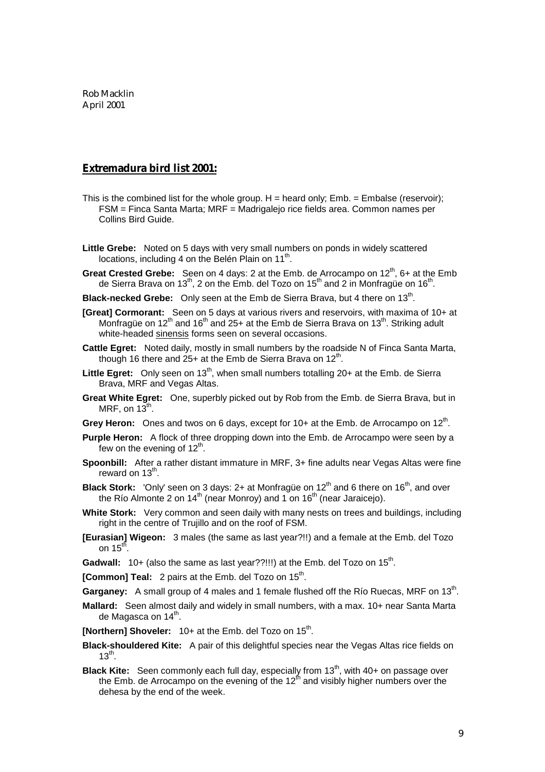Rob Macklin
April 2001

## Extremadura bird list 2001:

This is the combined list for the whole group. H = heard only; Emb. = Embalse (reservoir); FSM = Finca Santa Marta; MRF = Madrigalejo rice fields area. Common names per Collins Bird Guide.

**Little Grebe:** Noted on 5 days with very small numbers on ponds in widely scattered locations, including 4 on the Belén Plain on 11th.

**Great Crested Grebe:** Seen on 4 days: 2 at the Emb. de Arrocampo on 12th, 6+ at the Emb de Sierra Brava on 13th, 2 on the Emb. del Tozo on 15th and 2 in Monfragüe on 16th.

**Black-necked Grebe:** Only seen at the Emb de Sierra Brava, but 4 there on 13th.

**[Great] Cormorant:** Seen on 5 days at various rivers and reservoirs, with maxima of 10+ at Monfragüe on 12th and 16th and 25+ at the Emb de Sierra Brava on 13th. Striking adult white-headed sinensis forms seen on several occasions.

**Cattle Egret:** Noted daily, mostly in small numbers by the roadside N of Finca Santa Marta, though 16 there and 25+ at the Emb de Sierra Brava on 12th.

**Little Egret:** Only seen on 13th, when small numbers totalling 20+ at the Emb. de Sierra Brava, MRF and Vegas Altas.

**Great White Egret:** One, superbly picked out by Rob from the Emb. de Sierra Brava, but in MRF, on 13th.

**Grey Heron:** Ones and twos on 6 days, except for 10+ at the Emb. de Arrocampo on 12th.

**Purple Heron:** A flock of three dropping down into the Emb. de Arrocampo were seen by a few on the evening of 12th.

**Spoonbill:** After a rather distant immature in MRF, 3+ fine adults near Vegas Altas were fine reward on 13th.

**Black Stork:** 'Only' seen on 3 days: 2+ at Monfragüe on 12th and 6 there on 16th, and over the Río Almonte 2 on 14th (near Monroy) and 1 on 16th (near Jaraicejo).

**White Stork:** Very common and seen daily with many nests on trees and buildings, including right in the centre of Trujillo and on the roof of FSM.

**[Eurasian] Wigeon:** 3 males (the same as last year?!!) and a female at the Emb. del Tozo on 15th.

**Gadwall:** 10+ (also the same as last year??!!!) at the Emb. del Tozo on 15th.

**[Common] Teal:** 2 pairs at the Emb. del Tozo on 15th.

**Garganey:** A small group of 4 males and 1 female flushed off the Río Ruecas, MRF on 13th.

**Mallard:** Seen almost daily and widely in small numbers, with a max. 10+ near Santa Marta de Magasca on 14th.

**[Northern] Shoveler:** 10+ at the Emb. del Tozo on 15th.

**Black-shouldered Kite:** A pair of this delightful species near the Vegas Altas rice fields on 13th.

**Black Kite:** Seen commonly each full day, especially from 13th, with 40+ on passage over the Emb. de Arrocampo on the evening of the 12th and visibly higher numbers over the dehesa by the end of the week.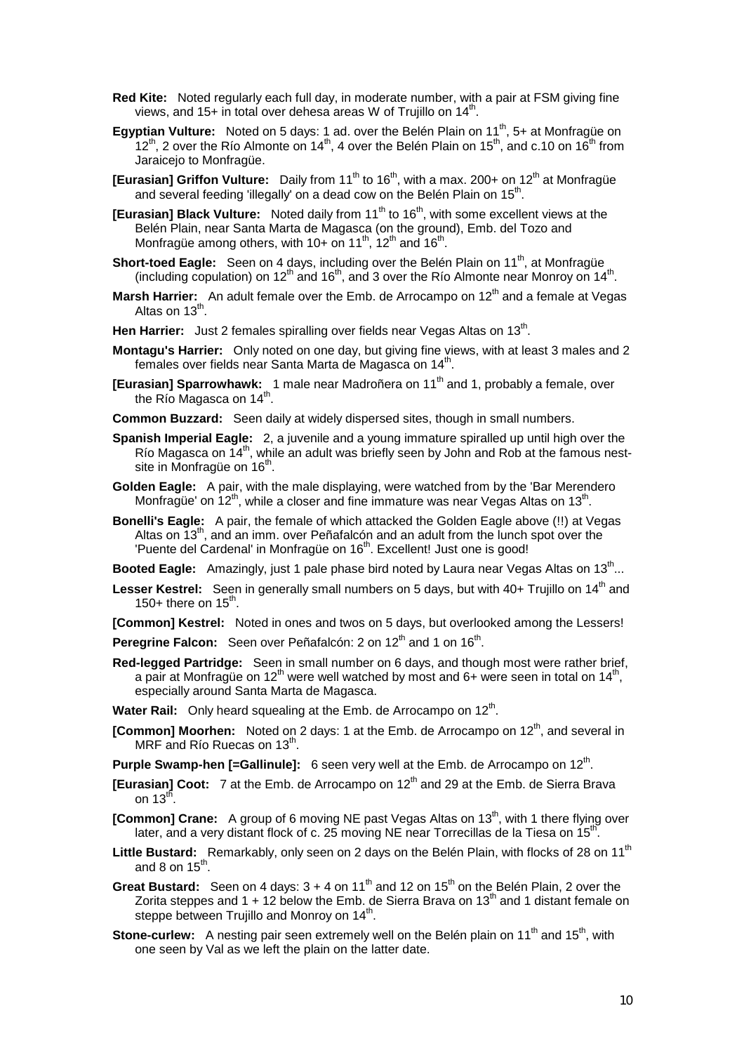**Red Kite:** Noted regularly each full day, in moderate number, with a pair at FSM giving fine views, and 15+ in total over dehesa areas W of Trujillo on 14th.

**Egyptian Vulture:** Noted on 5 days: 1 ad. over the Belén Plain on 11th, 5+ at Monfragüe on 12th, 2 over the Río Almonte on 14th, 4 over the Belén Plain on 15th, and c.10 on 16th from Jaraicejo to Monfragüe.

**[Eurasian] Griffon Vulture:** Daily from 11th to 16th, with a max. 200+ on 12th at Monfragüe and several feeding 'illegally' on a dead cow on the Belén Plain on 15th.

**[Eurasian] Black Vulture:** Noted daily from 11th to 16th, with some excellent views at the Belén Plain, near Santa Marta de Magasca (on the ground), Emb. del Tozo and Monfragüe among others, with 10+ on 11th, 12th and 16th.

**Short-toed Eagle:** Seen on 4 days, including over the Belén Plain on 11th, at Monfragüe (including copulation) on 12th and 16th, and 3 over the Río Almonte near Monroy on 14th.

**Marsh Harrier:** An adult female over the Emb. de Arrocampo on 12th and a female at Vegas Altas on 13th.

**Hen Harrier:** Just 2 females spiralling over fields near Vegas Altas on 13th.

**Montagu's Harrier:** Only noted on one day, but giving fine views, with at least 3 males and 2 females over fields near Santa Marta de Magasca on 14th.

**[Eurasian] Sparrowhawk:** 1 male near Madroñera on 11th and 1, probably a female, over the Río Magasca on 14th.

**Common Buzzard:** Seen daily at widely dispersed sites, though in small numbers.

**Spanish Imperial Eagle:** 2, a juvenile and a young immature spiralled up until high over the Río Magasca on 14th, while an adult was briefly seen by John and Rob at the famous nest-site in Monfragüe on 16th.

**Golden Eagle:** A pair, with the male displaying, were watched from by the 'Bar Merendero Monfragüe' on 12th, while a closer and fine immature was near Vegas Altas on 13th.

**Bonelli's Eagle:** A pair, the female of which attacked the Golden Eagle above (!!) at Vegas Altas on 13th, and an imm. over Peñafalcón and an adult from the lunch spot over the 'Puente del Cardenal' in Monfragüe on 16th. Excellent! Just one is good!

**Booted Eagle:** Amazingly, just 1 pale phase bird noted by Laura near Vegas Altas on 13th...

**Lesser Kestrel:** Seen in generally small numbers on 5 days, but with 40+ Trujillo on 14th and 150+ there on 15th.

**[Common] Kestrel:** Noted in ones and twos on 5 days, but overlooked among the Lessers!

**Peregrine Falcon:** Seen over Peñafalcón: 2 on 12th and 1 on 16th.

**Red-legged Partridge:** Seen in small number on 6 days, and though most were rather brief, a pair at Monfragüe on 12th were well watched by most and 6+ were seen in total on 14th, especially around Santa Marta de Magasca.

**Water Rail:** Only heard squealing at the Emb. de Arrocampo on 12th.

**[Common] Moorhen:** Noted on 2 days: 1 at the Emb. de Arrocampo on 12th, and several in MRF and Río Ruecas on 13th.

**Purple Swamp-hen [=Gallinule]:** 6 seen very well at the Emb. de Arrocampo on 12th.

**[Eurasian] Coot:** 7 at the Emb. de Arrocampo on 12th and 29 at the Emb. de Sierra Brava on 13th.

**[Common] Crane:** A group of 6 moving NE past Vegas Altas on 13th, with 1 there flying over later, and a very distant flock of c. 25 moving NE near Torrecillas de la Tiesa on 15th.

**Little Bustard:** Remarkably, only seen on 2 days on the Belén Plain, with flocks of 28 on 11th and 8 on 15th.

**Great Bustard:** Seen on 4 days: 3 + 4 on 11th and 12 on 15th on the Belén Plain, 2 over the Zorita steppes and 1 + 12 below the Emb. de Sierra Brava on 13th and 1 distant female on steppe between Trujillo and Monroy on 14th.

**Stone-curlew:** A nesting pair seen extremely well on the Belén plain on 11th and 15th, with one seen by Val as we left the plain on the latter date.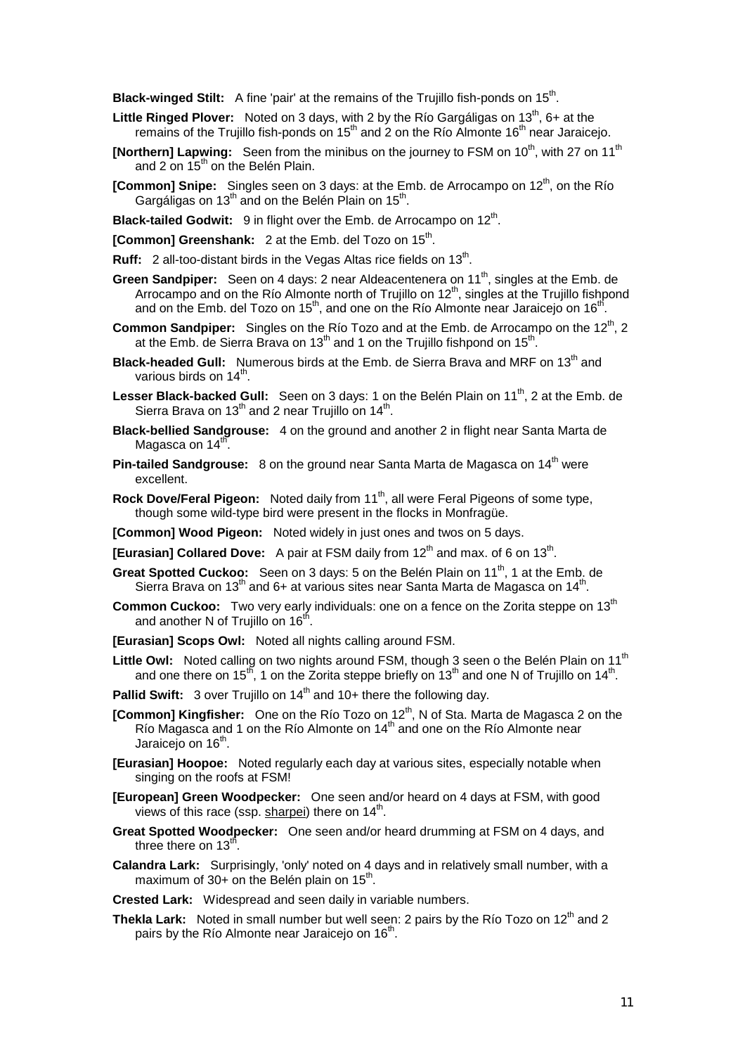**Black-winged Stilt:** A fine 'pair' at the remains of the Trujillo fish-ponds on 15th.

**Little Ringed Plover:** Noted on 3 days, with 2 by the Río Gargáligas on 13th, 6+ at the remains of the Trujillo fish-ponds on 15th and 2 on the Río Almonte 16th near Jaraicejo.

**[Northern] Lapwing:** Seen from the minibus on the journey to FSM on 10th, with 27 on 11th and 2 on 15th on the Belén Plain.

**[Common] Snipe:** Singles seen on 3 days: at the Emb. de Arrocampo on 12th, on the Río Gargáligas on 13th and on the Belén Plain on 15th.

**Black-tailed Godwit:** 9 in flight over the Emb. de Arrocampo on 12th.

**[Common] Greenshank:** 2 at the Emb. del Tozo on 15th.

**Ruff:** 2 all-too-distant birds in the Vegas Altas rice fields on 13th.

**Green Sandpiper:** Seen on 4 days: 2 near Aldeacentenera on 11th, singles at the Emb. de Arrocampo and on the Río Almonte north of Trujillo on 12th, singles at the Trujillo fishpond and on the Emb. del Tozo on 15th, and one on the Río Almonte near Jaraicejo on 16th.

**Common Sandpiper:** Singles on the Río Tozo and at the Emb. de Arrocampo on the 12th, 2 at the Emb. de Sierra Brava on 13th and 1 on the Trujillo fishpond on 15th.

**Black-headed Gull:** Numerous birds at the Emb. de Sierra Brava and MRF on 13th and various birds on 14th.

**Lesser Black-backed Gull:** Seen on 3 days: 1 on the Belén Plain on 11th, 2 at the Emb. de Sierra Brava on 13th and 2 near Trujillo on 14th.

**Black-bellied Sandgrouse:** 4 on the ground and another 2 in flight near Santa Marta de Magasca on 14th.

**Pin-tailed Sandgrouse:** 8 on the ground near Santa Marta de Magasca on 14th were excellent.

**Rock Dove/Feral Pigeon:** Noted daily from 11th, all were Feral Pigeons of some type, though some wild-type bird were present in the flocks in Monfragüe.

**[Common] Wood Pigeon:** Noted widely in just ones and twos on 5 days.

**[Eurasian] Collared Dove:** A pair at FSM daily from 12th and max. of 6 on 13th.

**Great Spotted Cuckoo:** Seen on 3 days: 5 on the Belén Plain on 11th, 1 at the Emb. de Sierra Brava on 13th and 6+ at various sites near Santa Marta de Magasca on 14th.

**Common Cuckoo:** Two very early individuals: one on a fence on the Zorita steppe on 13th and another N of Trujillo on 16th.

**[Eurasian] Scops Owl:** Noted all nights calling around FSM.

**Little Owl:** Noted calling on two nights around FSM, though 3 seen o the Belén Plain on 11th and one there on 15th, 1 on the Zorita steppe briefly on 13th and one N of Trujillo on 14th.

**Pallid Swift:** 3 over Trujillo on 14th and 10+ there the following day.

**[Common] Kingfisher:** One on the Río Tozo on 12th, N of Sta. Marta de Magasca 2 on the Río Magasca and 1 on the Río Almonte on 14th and one on the Río Almonte near Jaraicejo on 16th.

**[Eurasian] Hoopoe:** Noted regularly each day at various sites, especially notable when singing on the roofs at FSM!

**[European] Green Woodpecker:** One seen and/or heard on 4 days at FSM, with good views of this race (ssp. sharpei) there on 14th.

**Great Spotted Woodpecker:** One seen and/or heard drumming at FSM on 4 days, and three there on 13th.

**Calandra Lark:** Surprisingly, 'only' noted on 4 days and in relatively small number, with a maximum of 30+ on the Belén plain on 15th.

**Crested Lark:** Widespread and seen daily in variable numbers.

**Thekla Lark:** Noted in small number but well seen: 2 pairs by the Río Tozo on 12th and 2 pairs by the Río Almonte near Jaraicejo on 16th.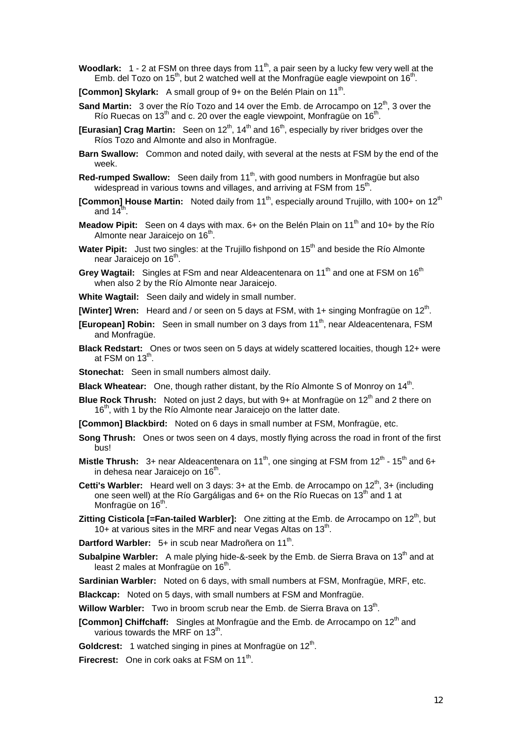**Woodlark:** 1 - 2 at FSM on three days from 11th, a pair seen by a lucky few very well at the Emb. del Tozo on 15th, but 2 watched well at the Monfragüe eagle viewpoint on 16th.

**[Common] Skylark:** A small group of 9+ on the Belén Plain on 11th.

**Sand Martin:** 3 over the Río Tozo and 14 over the Emb. de Arrocampo on 12th, 3 over the Río Ruecas on 13th and c. 20 over the eagle viewpoint, Monfragüe on 16th.

**[Eurasian] Crag Martin:** Seen on 12th, 14th and 16th, especially by river bridges over the Ríos Tozo and Almonte and also in Monfragüe.

**Barn Swallow:** Common and noted daily, with several at the nests at FSM by the end of the week.

**Red-rumped Swallow:** Seen daily from 11th, with good numbers in Monfragüe but also widespread in various towns and villages, and arriving at FSM from 15th.

**[Common] House Martin:** Noted daily from 11th, especially around Trujillo, with 100+ on 12th and 14th.

**Meadow Pipit:** Seen on 4 days with max. 6+ on the Belén Plain on 11th and 10+ by the Río Almonte near Jaraicejo on 16th.

**Water Pipit:** Just two singles: at the Trujillo fishpond on 15th and beside the Río Almonte near Jaraicejo on 16th.

**Grey Wagtail:** Singles at FSm and near Aldeacentenara on 11th and one at FSM on 16th when also 2 by the Río Almonte near Jaraicejo.

**White Wagtail:** Seen daily and widely in small number.

**[Winter] Wren:** Heard and / or seen on 5 days at FSM, with 1+ singing Monfragüe on 12th.

**[European] Robin:** Seen in small number on 3 days from 11th, near Aldeacentenara, FSM and Monfragüe.

**Black Redstart:** Ones or twos seen on 5 days at widely scattered locaities, though 12+ were at FSM on 13th.

**Stonechat:** Seen in small numbers almost daily.

**Black Wheatear:** One, though rather distant, by the Río Almonte S of Monroy on 14th.

**Blue Rock Thrush:** Noted on just 2 days, but with 9+ at Monfragüe on 12th and 2 there on 16th, with 1 by the Río Almonte near Jaraicejo on the latter date.

**[Common] Blackbird:** Noted on 6 days in small number at FSM, Monfragüe, etc.

**Song Thrush:** Ones or twos seen on 4 days, mostly flying across the road in front of the first bus!

**Mistle Thrush:** 3+ near Aldeacentenara on 11th, one singing at FSM from 12th - 15th and 6+ in dehesa near Jaraicejo on 16th.

**Cetti's Warbler:** Heard well on 3 days: 3+ at the Emb. de Arrocampo on 12th, 3+ (including one seen well) at the Río Gargáligas and 6+ on the Río Ruecas on 13th and 1 at Monfragüe on 16th.

**Zitting Cisticola [=Fan-tailed Warbler]:** One zitting at the Emb. de Arrocampo on 12th, but 10+ at various sites in the MRF and near Vegas Altas on 13th.

**Dartford Warbler:** 5+ in scub near Madroñera on 11th.

**Subalpine Warbler:** A male plying hide-&-seek by the Emb. de Sierra Brava on 13th and at least 2 males at Monfragüe on 16th.

**Sardinian Warbler:** Noted on 6 days, with small numbers at FSM, Monfragüe, MRF, etc.

**Blackcap:** Noted on 5 days, with small numbers at FSM and Monfragüe.

**Willow Warbler:** Two in broom scrub near the Emb. de Sierra Brava on 13th.

**[Common] Chiffchaff:** Singles at Monfragüe and the Emb. de Arrocampo on 12th and various towards the MRF on 13th.

**Goldcrest:** 1 watched singing in pines at Monfragüe on 12th.

**Firecrest:** One in cork oaks at FSM on 11th.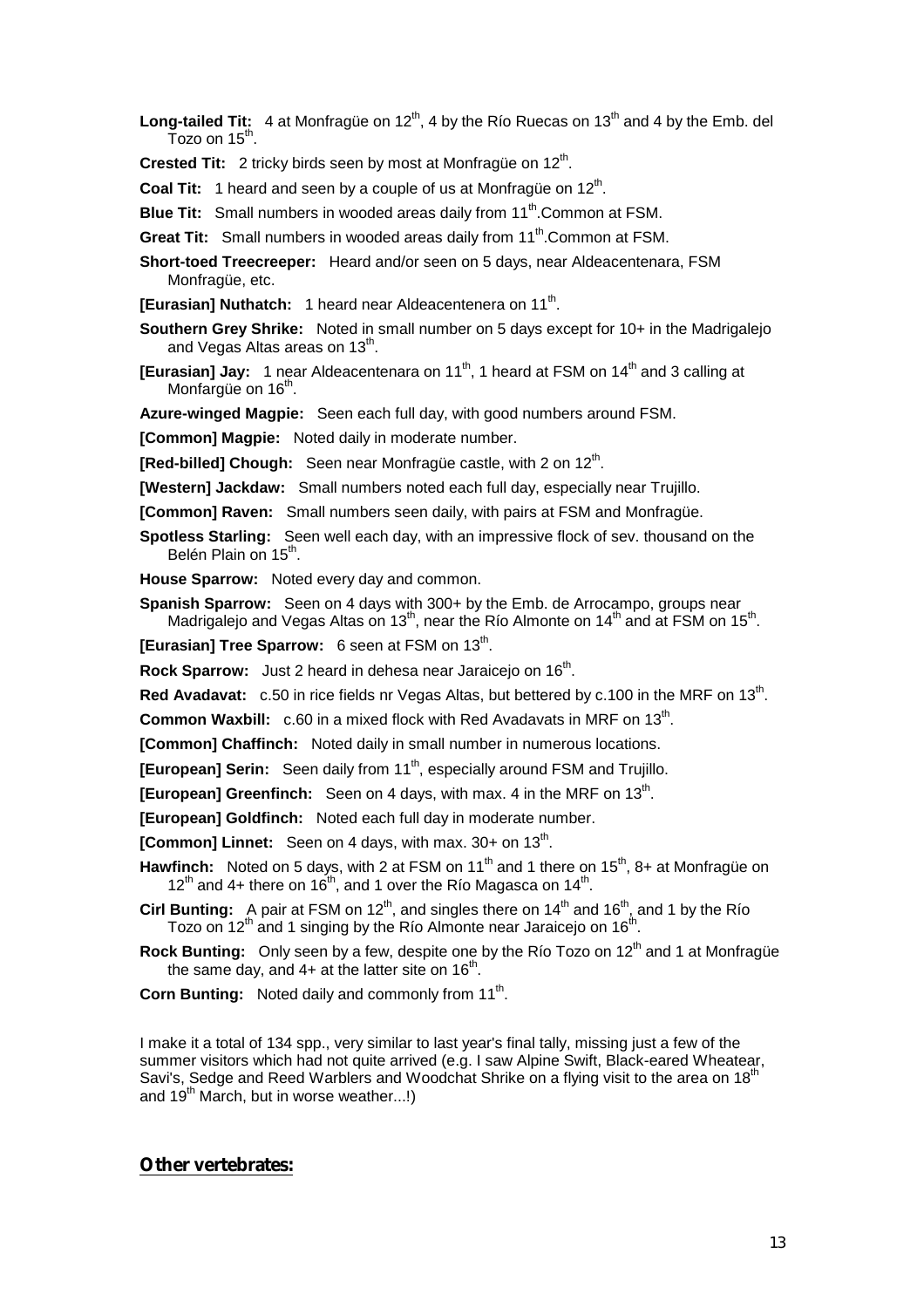**Long-tailed Tit:** 4 at Monfragüe on 12th, 4 by the Río Ruecas on 13th and 4 by the Emb. del Tozo on 15th.

**Crested Tit:** 2 tricky birds seen by most at Monfragüe on 12th.

**Coal Tit:** 1 heard and seen by a couple of us at Monfragüe on 12th.

**Blue Tit:** Small numbers in wooded areas daily from 11th.Common at FSM.

**Great Tit:** Small numbers in wooded areas daily from 11th.Common at FSM.

**Short-toed Treecreeper:** Heard and/or seen on 5 days, near Aldeacentenara, FSM Monfragüe, etc.

**[Eurasian] Nuthatch:** 1 heard near Aldeacentenera on 11th.

**Southern Grey Shrike:** Noted in small number on 5 days except for 10+ in the Madrigalejo and Vegas Altas areas on 13th.

**[Eurasian] Jay:** 1 near Aldeacentenara on 11th, 1 heard at FSM on 14th and 3 calling at Monfargüe on 16th.

**Azure-winged Magpie:** Seen each full day, with good numbers around FSM.

**[Common] Magpie:** Noted daily in moderate number.

**[Red-billed] Chough:** Seen near Monfragüe castle, with 2 on 12th.

**[Western] Jackdaw:** Small numbers noted each full day, especially near Trujillo.

**[Common] Raven:** Small numbers seen daily, with pairs at FSM and Monfragüe.

**Spotless Starling:** Seen well each day, with an impressive flock of sev. thousand on the Belén Plain on 15th.

**House Sparrow:** Noted every day and common.

**Spanish Sparrow:** Seen on 4 days with 300+ by the Emb. de Arrocampo, groups near Madrigalejo and Vegas Altas on 13th, near the Río Almonte on 14th and at FSM on 15th.

**[Eurasian] Tree Sparrow:** 6 seen at FSM on 13th.

**Rock Sparrow:** Just 2 heard in dehesa near Jaraicejo on 16th.

**Red Avadavat:** c.50 in rice fields nr Vegas Altas, but bettered by c.100 in the MRF on 13th.

**Common Waxbill:** c.60 in a mixed flock with Red Avadavats in MRF on 13th.

**[Common] Chaffinch:** Noted daily in small number in numerous locations.

**[European] Serin:** Seen daily from 11th, especially around FSM and Trujillo.

**[European] Greenfinch:** Seen on 4 days, with max. 4 in the MRF on 13th.

**[European] Goldfinch:** Noted each full day in moderate number.

**[Common] Linnet:** Seen on 4 days, with max. 30+ on 13th.

**Hawfinch:** Noted on 5 days, with 2 at FSM on 11th and 1 there on 15th, 8+ at Monfragüe on 12th and 4+ there on 16th, and 1 over the Río Magasca on 14th.

**Cirl Bunting:** A pair at FSM on 12th, and singles there on 14th and 16th, and 1 by the Río Tozo on 12th and 1 singing by the Río Almonte near Jaraicejo on 16th.

**Rock Bunting:** Only seen by a few, despite one by the Río Tozo on 12th and 1 at Monfragüe the same day, and 4+ at the latter site on 16th.

**Corn Bunting:** Noted daily and commonly from 11th.

I make it a total of 134 spp., very similar to last year's final tally, missing just a few of the summer visitors which had not quite arrived (e.g. I saw Alpine Swift, Black-eared Wheatear, Savi's, Sedge and Reed Warblers and Woodchat Shrike on a flying visit to the area on 18th and 19th March, but in worse weather...!)

## Other vertebrates: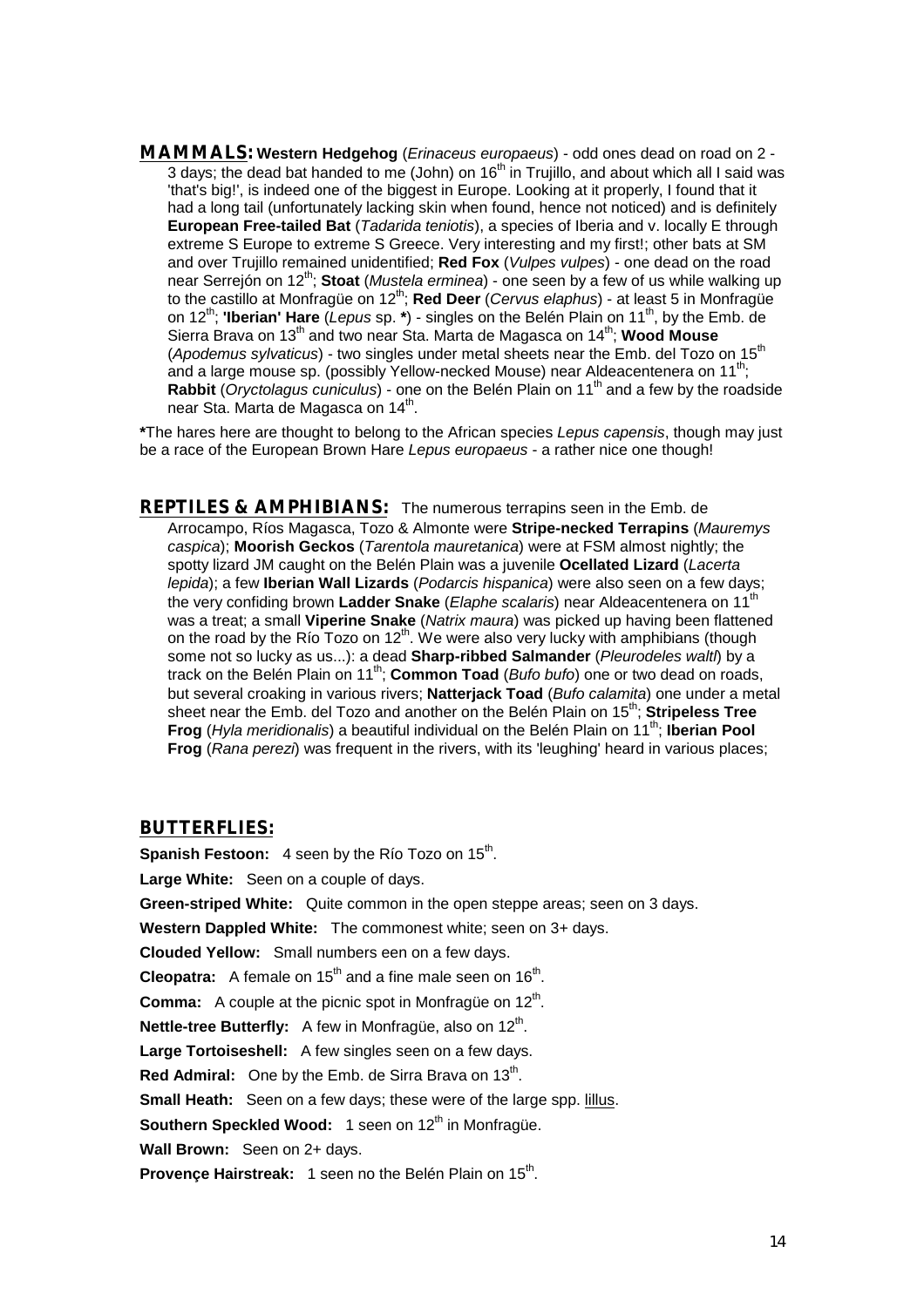## MAMMALS:

**Western Hedgehog** (*Erinaceus europaeus*) - odd ones dead on road on 2 - 3 days; the dead bat handed to me (John) on 16th in Trujillo, and about which all I said was 'that's big!', is indeed one of the biggest in Europe. Looking at it properly, I found that it had a long tail (unfortunately lacking skin when found, hence not noticed) and is definitely **European Free-tailed Bat** (*Tadarida teniotis*), a species of Iberia and v. locally E through extreme S Europe to extreme S Greece. Very interesting and my first!; other bats at SM and over Trujillo remained unidentified; **Red Fox** (*Vulpes vulpes*) - one dead on the road near Serrejón on 12th; **Stoat** (*Mustela erminea*) - one seen by a few of us while walking up to the castillo at Monfragüe on 12th; **Red Deer** (*Cervus elaphus*) - at least 5 in Monfragüe on 12th; **'Iberian' Hare** (*Lepus* sp. **\***) - singles on the Belén Plain on 11th, by the Emb. de Sierra Brava on 13th and two near Sta. Marta de Magasca on 14th; **Wood Mouse** (*Apodemus sylvaticus*) - two singles under metal sheets near the Emb. del Tozo on 15th and a large mouse sp. (possibly Yellow-necked Mouse) near Aldeacentenera on 11th; **Rabbit** (*Oryctolagus cuniculus*) - one on the Belén Plain on 11th and a few by the roadside near Sta. Marta de Magasca on 14th.

**\***The hares here are thought to belong to the African species *Lepus capensis*, though may just be a race of the European Brown Hare *Lepus europaeus* - a rather nice one though!

## REPTILES & AMPHIBIANS:

The numerous terrapins seen in the Emb. de Arrocampo, Ríos Magasca, Tozo & Almonte were **Stripe-necked Terrapins** (*Mauremys caspica*); **Moorish Geckos** (*Tarentola mauretanica*) were at FSM almost nightly; the spotty lizard JM caught on the Belén Plain was a juvenile **Ocellated Lizard** (*Lacerta lepida*); a few **Iberian Wall Lizards** (*Podarcis hispanica*) were also seen on a few days; the very confiding brown **Ladder Snake** (*Elaphe scalaris*) near Aldeacentenera on 11th was a treat; a small **Viperine Snake** (*Natrix maura*) was picked up having been flattened on the road by the Río Tozo on 12th. We were also very lucky with amphibians (though some not so lucky as us...): a dead **Sharp-ribbed Salmander** (*Pleurodeles waltl*) by a track on the Belén Plain on 11th; **Common Toad** (*Bufo bufo*) one or two dead on roads, but several croaking in various rivers; **Natterjack Toad** (*Bufo calamita*) one under a metal sheet near the Emb. del Tozo and another on the Belén Plain on 15th; **Stripeless Tree Frog** (*Hyla meridionalis*) a beautiful individual on the Belén Plain on 11th; **Iberian Pool Frog** (*Rana perezi*) was frequent in the rivers, with its 'leughing' heard in various places;

## BUTTERFLIES:

**Spanish Festoon:** 4 seen by the Río Tozo on 15th.

**Large White:** Seen on a couple of days.

**Green-striped White:** Quite common in the open steppe areas; seen on 3 days.

**Western Dappled White:** The commonest white; seen on 3+ days.

**Clouded Yellow:** Small numbers een on a few days.

**Cleopatra:** A female on 15th and a fine male seen on 16th.

**Comma:** A couple at the picnic spot in Monfragüe on 12th.

**Nettle-tree Butterfly:** A few in Monfragüe, also on 12th.

**Large Tortoiseshell:** A few singles seen on a few days.

**Red Admiral:** One by the Emb. de Sirra Brava on 13th.

**Small Heath:** Seen on a few days; these were of the large spp. lillus.

**Southern Speckled Wood:** 1 seen on 12th in Monfragüe.

**Wall Brown:** Seen on 2+ days.

**Provençe Hairstreak:** 1 seen no the Belén Plain on 15th.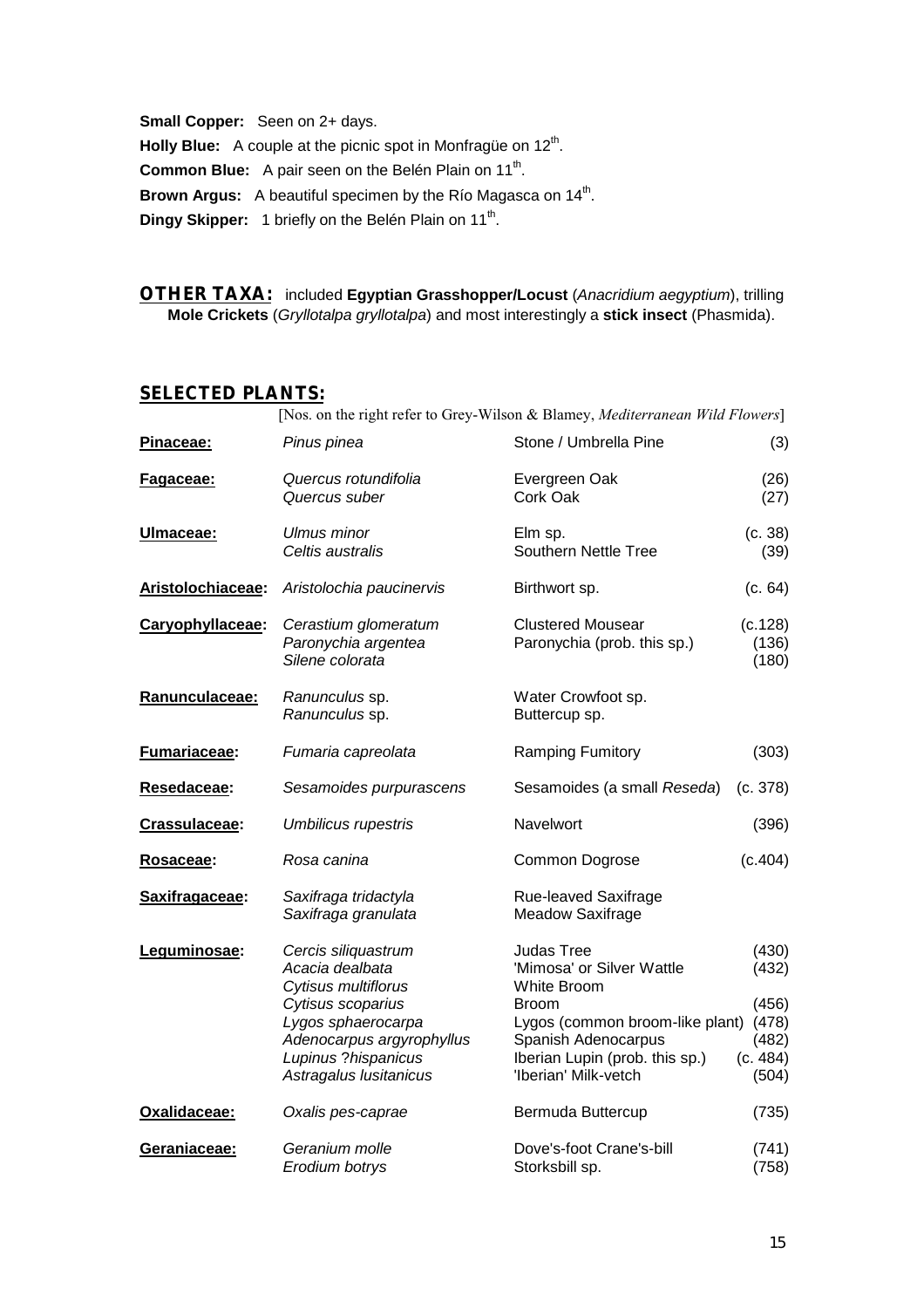**Small Copper:** Seen on 2+ days.

**Holly Blue:** A couple at the picnic spot in Monfragüe on 12th.

**Common Blue:** A pair seen on the Belén Plain on 11th.

**Brown Argus:** A beautiful specimen by the Río Magasca on 14th.

**Dingy Skipper:** 1 briefly on the Belén Plain on 11th.

## OTHER TAXA:

included **Egyptian Grasshopper/Locust** (*Anacridium aegyptium*), trilling **Mole Crickets** (*Gryllotalpa gryllotalpa*) and most interestingly a **stick insect** (Phasmida).

## SELECTED PLANTS:

[Nos. on the right refer to Grey-Wilson & Blamey, *Mediterranean Wild Flowers*]

| | | | |
|---|---|---|---|
| **Pinaceae:** | *Pinus pinea* | Stone / Umbrella Pine | (3) |
| **Fagaceae:** | *Quercus rotundifolia* | Evergreen Oak | (26) |
| | *Quercus suber* | Cork Oak | (27) |
| **Ulmaceae:** | *Ulmus minor* | Elm sp. | (c. 38) |
| | *Celtis australis* | Southern Nettle Tree | (39) |
| **Aristolochiaceae:** | *Aristolochia paucinervis* | Birthwort sp. | (c. 64) |
| **Caryophyllaceae:** | *Cerastium glomeratum* | Clustered Mousear | (c.128) |
| | *Paronychia argentea* | Paronychia (prob. this sp.) | (136) |
| | *Silene colorata* | | (180) |
| **Ranunculaceae:** | *Ranunculus* sp. | Water Crowfoot sp. | |
| | *Ranunculus* sp. | Buttercup sp. | |
| **Fumariaceae:** | *Fumaria capreolata* | Ramping Fumitory | (303) |
| **Resedaceae:** | *Sesamoides purpurascens* | Sesamoides (a small *Reseda*) | (c. 378) |
| **Crassulaceae:** | *Umbilicus rupestris* | Navelwort | (396) |
| **Rosaceae:** | *Rosa canina* | Common Dogrose | (c.404) |
| **Saxifragaceae:** | *Saxifraga tridactyla* | Rue-leaved Saxifrage | |
| | *Saxifraga granulata* | Meadow Saxifrage | |
| **Leguminosae:** | *Cercis siliquastrum* | Judas Tree | (430) |
| | *Acacia dealbata* | 'Mimosa' or Silver Wattle | (432) |
| | *Cytisus multiflorus* | White Broom | |
| | *Cytisus scoparius* | Broom | (456) |
| | *Lygos sphaerocarpa* | Lygos (common broom-like plant) | (478) |
| | *Adenocarpus argyrophyllus* | Spanish Adenocarpus | (482) |
| | *Lupinus ?hispanicus* | Iberian Lupin (prob. this sp.) | (c. 484) |
| | *Astragalus lusitanicus* | 'Iberian' Milk-vetch | (504) |
| **Oxalidaceae:** | *Oxalis pes-caprae* | Bermuda Buttercup | (735) |
| **Geraniaceae:** | *Geranium molle* | Dove's-foot Crane's-bill | (741) |
| | *Erodium botrys* | Storksbill sp. | (758) |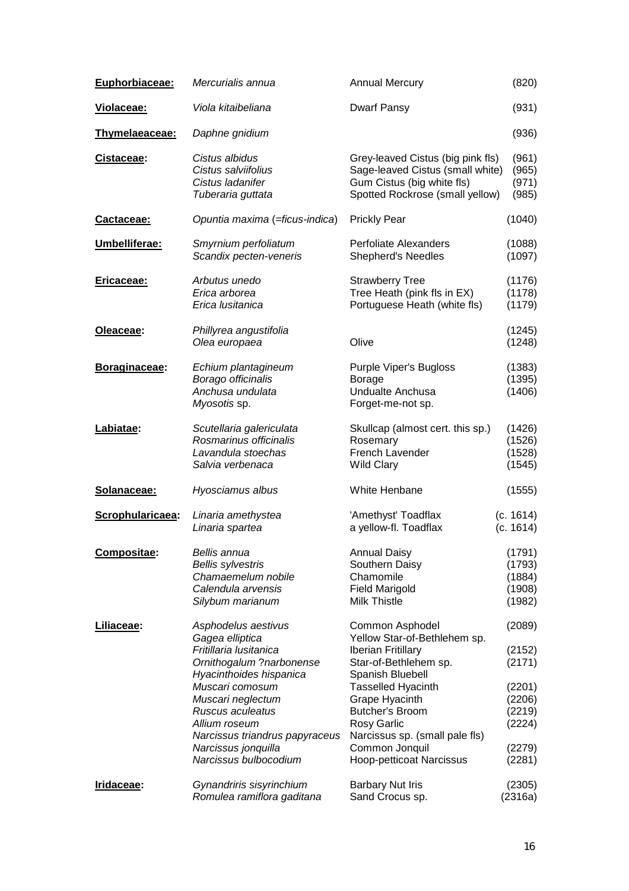| | | | |
|---|---|---|---|
| **Euphorbiaceae:** | *Mercurialis annua* | Annual Mercury | (820) |
| **Violaceae:** | *Viola kitaibeliana* | Dwarf Pansy | (931) |
| **Thymelaeaceae:** | *Daphne gnidium* | | (936) |
| **Cistaceae:** | *Cistus albidus* | Grey-leaved Cistus (big pink fls) | (961) |
| | *Cistus salviifolius* | Sage-leaved Cistus (small white) | (965) |
| | *Cistus ladanifer* | Gum Cistus (big white fls) | (971) |
| | *Tuberaria guttata* | Spotted Rockrose (small yellow) | (985) |
| **Cactaceae:** | *Opuntia maxima (=ficus-indica)* | Prickly Pear | (1040) |
| **Umbelliferae:** | *Smyrnium perfoliatum* | Perfoliate Alexanders | (1088) |
| | *Scandix pecten-veneris* | Shepherd's Needles | (1097) |
| **Ericaceae:** | *Arbutus unedo* | Strawberry Tree | (1176) |
| | *Erica arborea* | Tree Heath (pink fls in EX) | (1178) |
| | *Erica lusitanica* | Portuguese Heath (white fls) | (1179) |
| **Oleaceae:** | *Phillyrea angustifolia* | | (1245) |
| | *Olea europaea* | Olive | (1248) |
| **Boraginaceae:** | *Echium plantagineum* | Purple Viper's Bugloss | (1383) |
| | *Borago officinalis* | Borage | (1395) |
| | *Anchusa undulata* | Undualte Anchusa | (1406) |
| | *Myosotis* sp. | Forget-me-not sp. | |
| **Labiatae:** | *Scutellaria galericulata* | Skullcap (almost cert. this sp.) | (1426) |
| | *Rosmarinus officinalis* | Rosemary | (1526) |
| | *Lavandula stoechas* | French Lavender | (1528) |
| | *Salvia verbenaca* | Wild Clary | (1545) |
| **Solanaceae:** | *Hyosciamus albus* | White Henbane | (1555) |
| **Scrophularicaea:** | *Linaria amethystea* | 'Amethyst' Toadflax | (c. 1614) |
| | *Linaria spartea* | a yellow-fl. Toadflax | (c. 1614) |
| **Compositae:** | *Bellis annua* | Annual Daisy | (1791) |
| | *Bellis sylvestris* | Southern Daisy | (1793) |
| | *Chamaemelum nobile* | Chamomile | (1884) |
| | *Calendula arvensis* | Field Marigold | (1908) |
| | *Silybum marianum* | Milk Thistle | (1982) |
| **Liliaceae:** | *Asphodelus aestivus* | Common Asphodel | (2089) |
| | *Gagea elliptica* | Yellow Star-of-Bethlehem sp. | |
| | *Fritillaria lusitanica* | Iberian Fritillary | (2152) |
| | *Ornithogalum ?narbonense* | Star-of-Bethlehem sp. | (2171) |
| | *Hyacinthoides hispanica* | Spanish Bluebell | |
| | *Muscari comosum* | Tasselled Hyacinth | (2201) |
| | *Muscari neglectum* | Grape Hyacinth | (2206) |
| | *Ruscus aculeatus* | Butcher's Broom | (2219) |
| | *Allium roseum* | Rosy Garlic | (2224) |
| | *Narcissus triandrus papyraceus* | Narcissus sp. (small pale fls) | |
| | *Narcissus jonquilla* | Common Jonquil | (2279) |
| | *Narcissus bulbocodium* | Hoop-petticoat Narcissus | (2281) |
| **Iridaceae:** | *Gynandriris sisyrinchium* | Barbary Nut Iris | (2305) |
| | *Romulea ramiflora gaditana* | Sand Crocus sp. | (2316a) |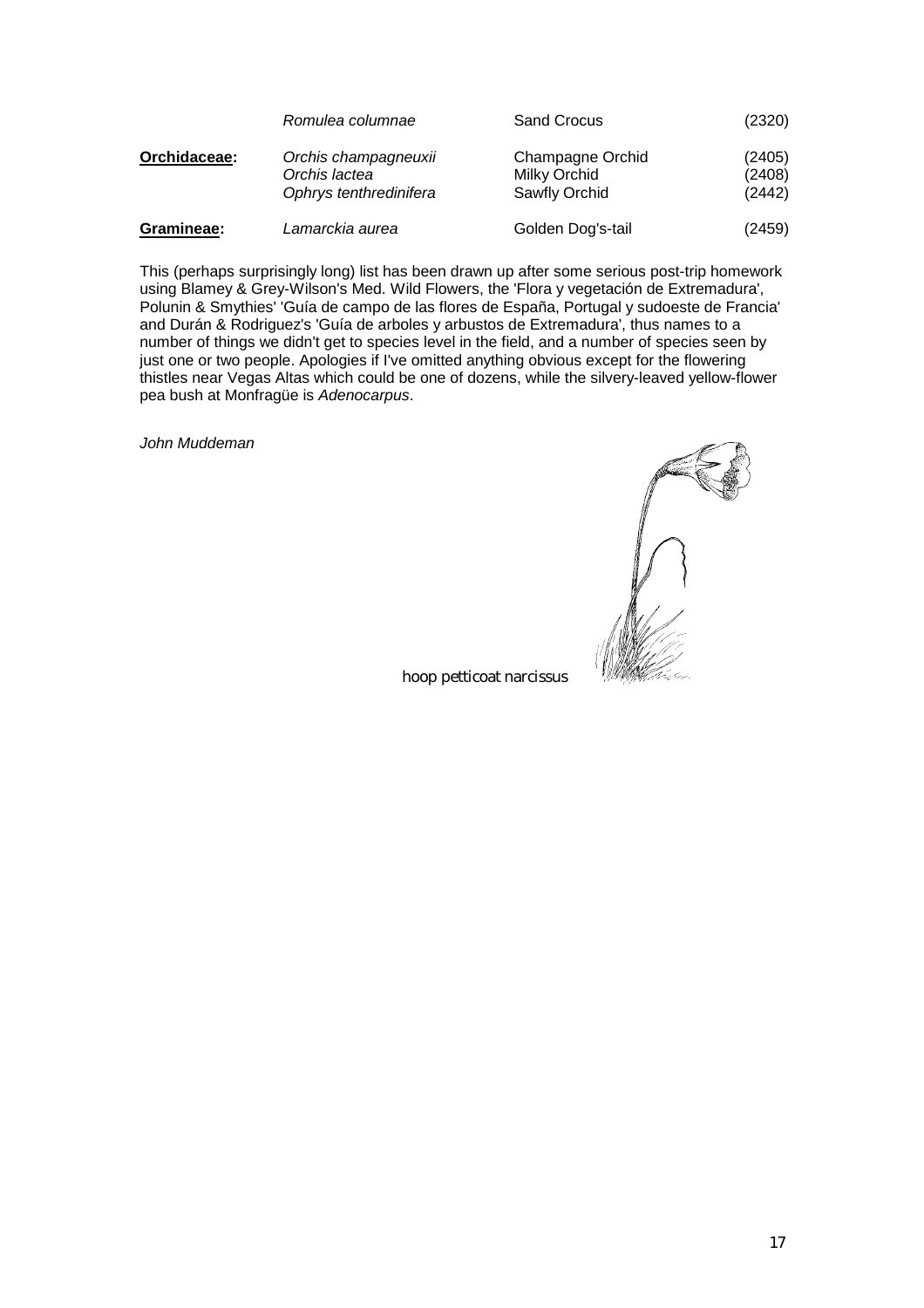| | | | |
|---|---|---|---|
| | *Romulea columnae* | Sand Crocus | (2320) |
| **Orchidaceae:** | *Orchis champagneuxii* | Champagne Orchid | (2405) |
| | *Orchis lactea* | Milky Orchid | (2408) |
| | *Ophrys tenthredinifera* | Sawfly Orchid | (2442) |
| **Gramineae:** | *Lamarckia aurea* | Golden Dog's-tail | (2459) |

This (perhaps surprisingly long) list has been drawn up after some serious post-trip homework using Blamey & Grey-Wilson's Med. Wild Flowers, the 'Flora y vegetación de Extremadura', Polunin & Smythies' 'Guía de campo de las flores de España, Portugal y sudoeste de Francia' and Durán & Rodriguez's 'Guía de arboles y arbustos de Extremadura', thus names to a number of things we didn't get to species level in the field, and a number of species seen by just one or two people. Apologies if I've omitted anything obvious except for the flowering thistles near Vegas Altas which could be one of dozens, while the silvery-leaved yellow-flower pea bush at Monfragüe is *Adenocarpus*.

*John Muddeman*

hoop petticoat narcissus